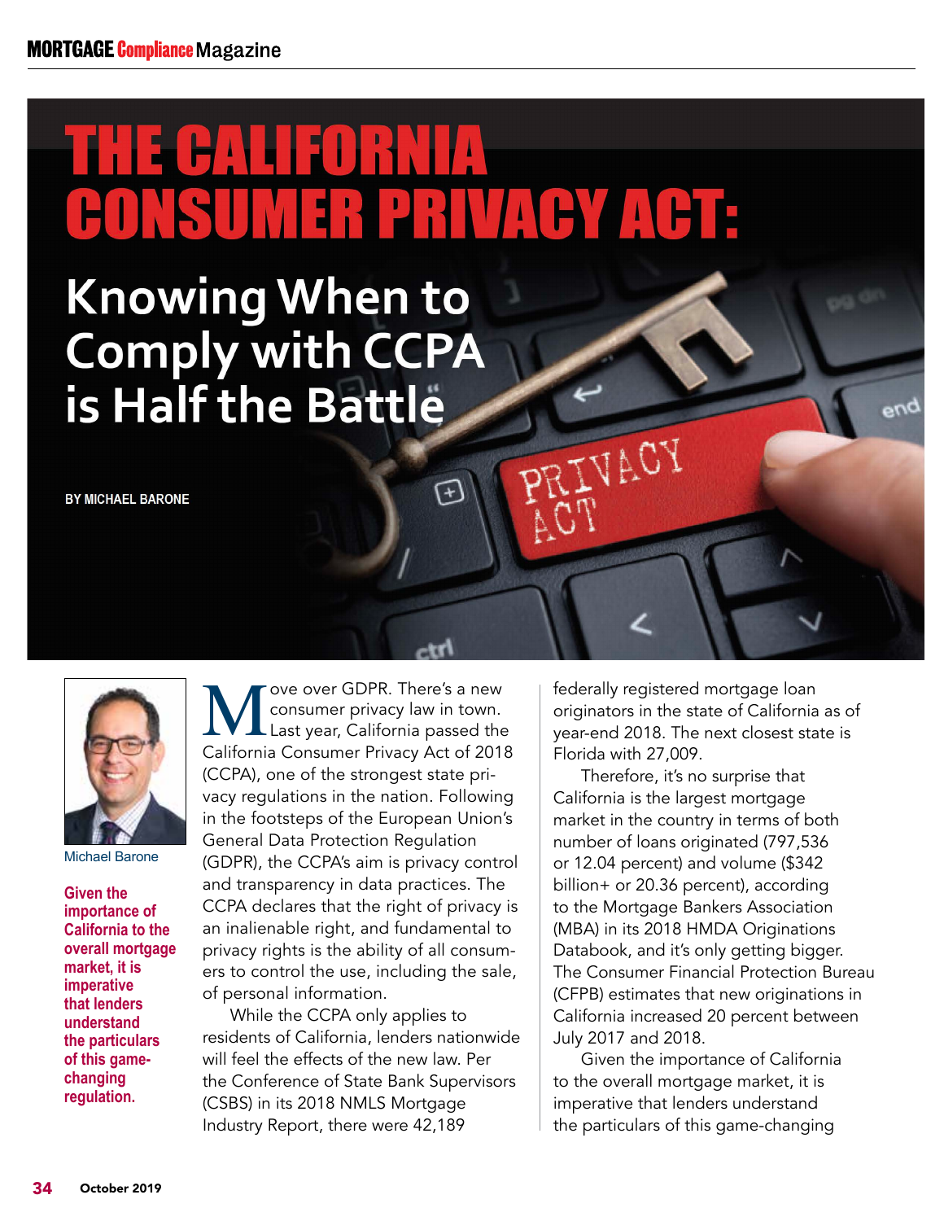# THE CALIFORNIA CONSUMER PRIVACY ACT:

## Knowing When to Comply with CCPA is Half the Battle

**BY MICHAEL BARONE**

Michael Barone

**Given the importance of California to the overall mortgage market, it is imperative that lenders understand the particulars of this game-changing regulation.**

Move over GDPR. There's a new consumer privacy law in town. Last year, California passed the California Consumer Privacy Act of 2018 (CCPA), one of the strongest state privacy regulations in the nation. Following in the footsteps of the European Union's General Data Protection Regulation (GDPR), the CCPA's aim is privacy control and transparency in data practices. The CCPA declares that the right of privacy is an inalienable right, and fundamental to privacy rights is the ability of all consumers to control the use, including the sale, of personal information.

While the CCPA only applies to residents of California, lenders nationwide will feel the effects of the new law. Per the Conference of State Bank Supervisors (CSBS) in its 2018 NMLS Mortgage Industry Report, there were 42,189 federally registered mortgage loan originators in the state of California as of year-end 2018. The next closest state is Florida with 27,009.

Therefore, it's no surprise that California is the largest mortgage market in the country in terms of both number of loans originated (797,536 or 12.04 percent) and volume ($342 billion+ or 20.36 percent), according to the Mortgage Bankers Association (MBA) in its 2018 HMDA Originations Databook, and it's only getting bigger. The Consumer Financial Protection Bureau (CFPB) estimates that new originations in California increased 20 percent between July 2017 and 2018.

Given the importance of California to the overall mortgage market, it is imperative that lenders understand the particulars of this game-changing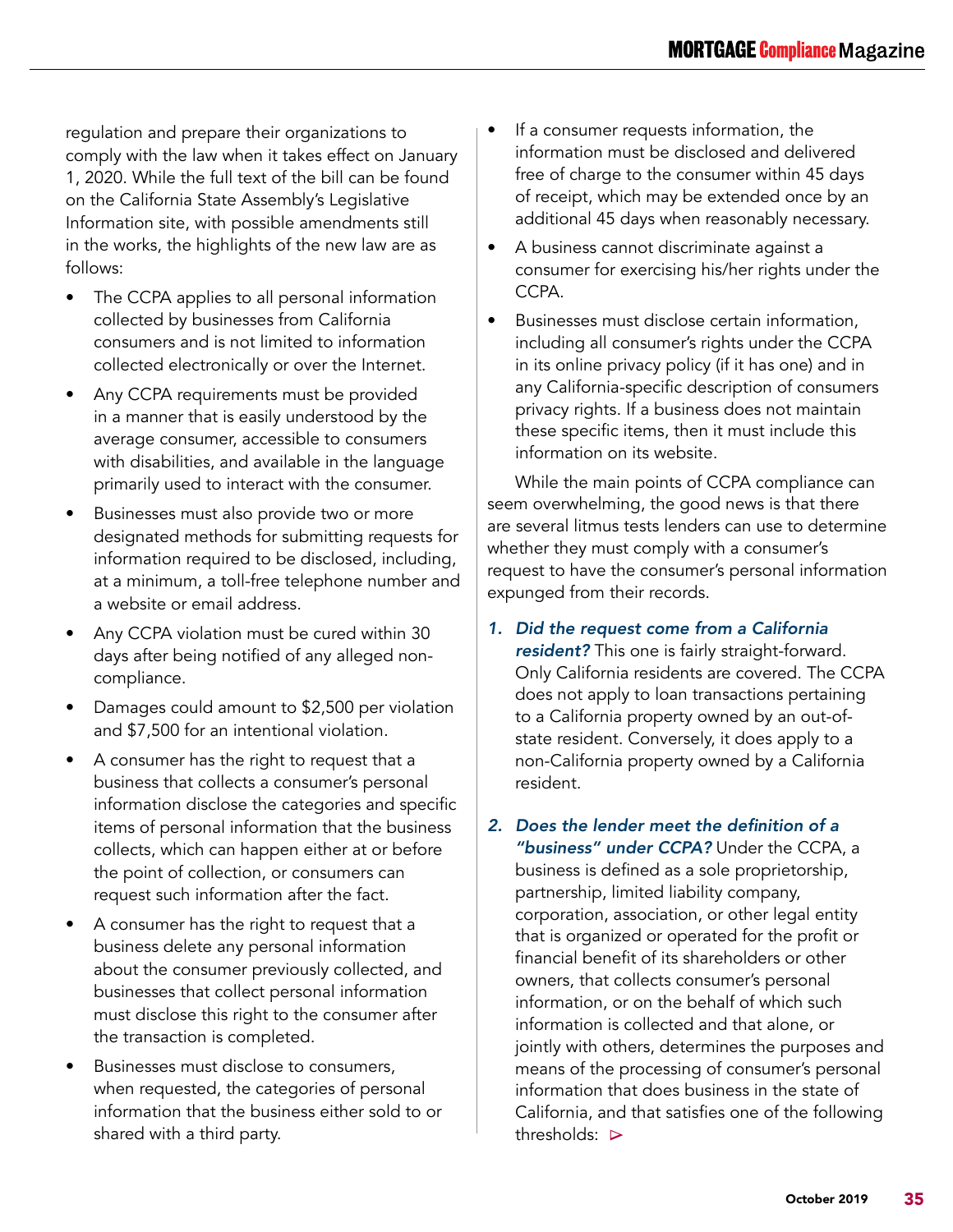regulation and prepare their organizations to comply with the law when it takes effect on January 1, 2020. While the full text of the bill can be found on the California State Assembly's Legislative Information site, with possible amendments still in the works, the highlights of the new law are as follows:

- The CCPA applies to all personal information collected by businesses from California consumers and is not limited to information collected electronically or over the Internet.
- Any CCPA requirements must be provided in a manner that is easily understood by the average consumer, accessible to consumers with disabilities, and available in the language primarily used to interact with the consumer.
- Businesses must also provide two or more designated methods for submitting requests for information required to be disclosed, including, at a minimum, a toll-free telephone number and a website or email address.
- Any CCPA violation must be cured within 30 days after being notified of any alleged non-compliance.
- Damages could amount to $2,500 per violation and $7,500 for an intentional violation.
- A consumer has the right to request that a business that collects a consumer's personal information disclose the categories and specific items of personal information that the business collects, which can happen either at or before the point of collection, or consumers can request such information after the fact.
- A consumer has the right to request that a business delete any personal information about the consumer previously collected, and businesses that collect personal information must disclose this right to the consumer after the transaction is completed.
- Businesses must disclose to consumers, when requested, the categories of personal information that the business either sold to or shared with a third party.
- If a consumer requests information, the information must be disclosed and delivered free of charge to the consumer within 45 days of receipt, which may be extended once by an additional 45 days when reasonably necessary.
- A business cannot discriminate against a consumer for exercising his/her rights under the CCPA.
- Businesses must disclose certain information, including all consumer's rights under the CCPA in its online privacy policy (if it has one) and in any California-specific description of consumers privacy rights. If a business does not maintain these specific items, then it must include this information on its website.

While the main points of CCPA compliance can seem overwhelming, the good news is that there are several litmus tests lenders can use to determine whether they must comply with a consumer's request to have the consumer's personal information expunged from their records.

1. ***Did the request come from a California resident?*** This one is fairly straight-forward. Only California residents are covered. The CCPA does not apply to loan transactions pertaining to a California property owned by an out-of-state resident. Conversely, it does apply to a non-California property owned by a California resident.

2. ***Does the lender meet the definition of a "business" under CCPA?*** Under the CCPA, a business is defined as a sole proprietorship, partnership, limited liability company, corporation, association, or other legal entity that is organized or operated for the profit or financial benefit of its shareholders or other owners, that collects consumer's personal information, or on the behalf of which such information is collected and that alone, or jointly with others, determines the purposes and means of the processing of consumer's personal information that does business in the state of California, and that satisfies one of the following thresholds: ▻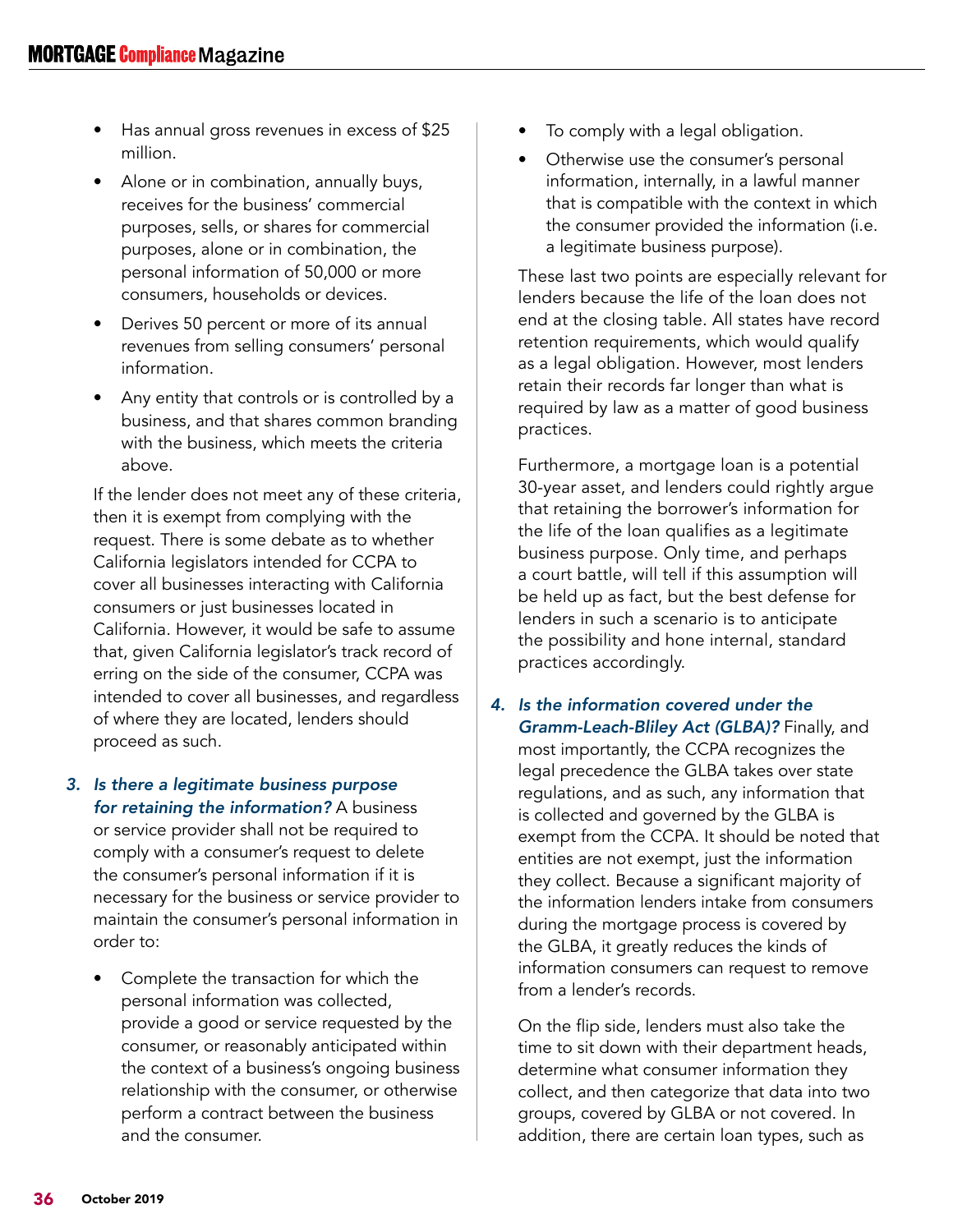- Has annual gross revenues in excess of $25 million.
- Alone or in combination, annually buys, receives for the business' commercial purposes, sells, or shares for commercial purposes, alone or in combination, the personal information of 50,000 or more consumers, households or devices.
- Derives 50 percent or more of its annual revenues from selling consumers' personal information.
- Any entity that controls or is controlled by a business, and that shares common branding with the business, which meets the criteria above.

If the lender does not meet any of these criteria, then it is exempt from complying with the request. There is some debate as to whether California legislators intended for CCPA to cover all businesses interacting with California consumers or just businesses located in California. However, it would be safe to assume that, given California legislator's track record of erring on the side of the consumer, CCPA was intended to cover all businesses, and regardless of where they are located, lenders should proceed as such.

3. ***Is there a legitimate business purpose for retaining the information?*** A business or service provider shall not be required to comply with a consumer's request to delete the consumer's personal information if it is necessary for the business or service provider to maintain the consumer's personal information in order to:

   - Complete the transaction for which the personal information was collected, provide a good or service requested by the consumer, or reasonably anticipated within the context of a business's ongoing business relationship with the consumer, or otherwise perform a contract between the business and the consumer.
   - To comply with a legal obligation.
   - Otherwise use the consumer's personal information, internally, in a lawful manner that is compatible with the context in which the consumer provided the information (i.e. a legitimate business purpose).

   These last two points are especially relevant for lenders because the life of the loan does not end at the closing table. All states have record retention requirements, which would qualify as a legal obligation. However, most lenders retain their records far longer than what is required by law as a matter of good business practices.

   Furthermore, a mortgage loan is a potential 30-year asset, and lenders could rightly argue that retaining the borrower's information for the life of the loan qualifies as a legitimate business purpose. Only time, and perhaps a court battle, will tell if this assumption will be held up as fact, but the best defense for lenders in such a scenario is to anticipate the possibility and hone internal, standard practices accordingly.

4. ***Is the information covered under the Gramm-Leach-Bliley Act (GLBA)?*** Finally, and most importantly, the CCPA recognizes the legal precedence the GLBA takes over state regulations, and as such, any information that is collected and governed by the GLBA is exempt from the CCPA. It should be noted that entities are not exempt, just the information they collect. Because a significant majority of the information lenders intake from consumers during the mortgage process is covered by the GLBA, it greatly reduces the kinds of information consumers can request to remove from a lender's records.

   On the flip side, lenders must also take the time to sit down with their department heads, determine what consumer information they collect, and then categorize that data into two groups, covered by GLBA or not covered. In addition, there are certain loan types, such as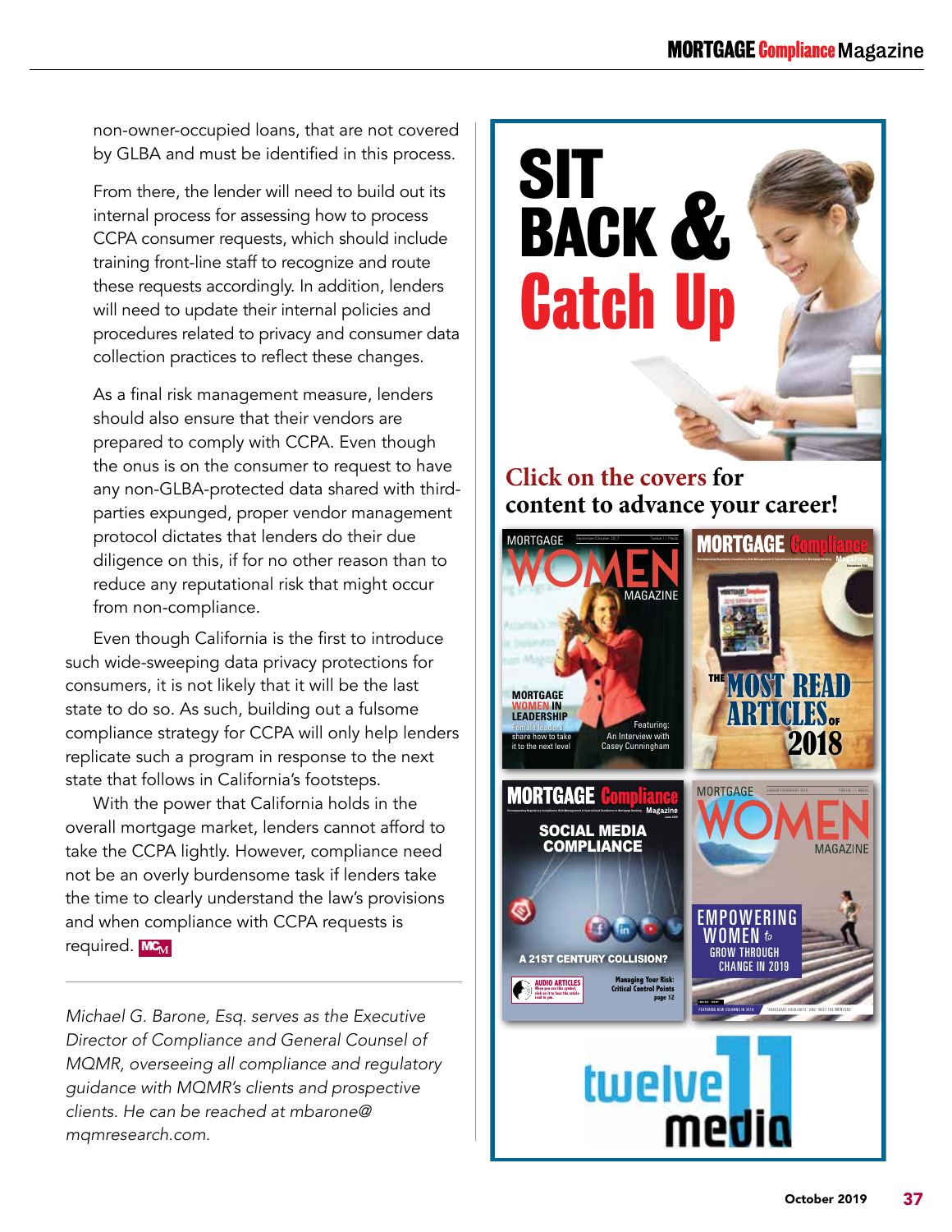non-owner-occupied loans, that are not covered by GLBA and must be identified in this process.

From there, the lender will need to build out its internal process for assessing how to process CCPA consumer requests, which should include training front-line staff to recognize and route these requests accordingly. In addition, lenders will need to update their internal policies and procedures related to privacy and consumer data collection practices to reflect these changes.

As a final risk management measure, lenders should also ensure that their vendors are prepared to comply with CCPA. Even though the onus is on the consumer to request to have any non-GLBA-protected data shared with third-parties expunged, proper vendor management protocol dictates that lenders do their due diligence on this, if for no other reason than to reduce any reputational risk that might occur from non-compliance.

Even though California is the first to introduce such wide-sweeping data privacy protections for consumers, it is not likely that it will be the last state to do so. As such, building out a fulsome compliance strategy for CCPA will only help lenders replicate such a program in response to the next state that follows in California's footsteps.

With the power that California holds in the overall mortgage market, lenders cannot afford to take the CCPA lightly. However, compliance need not be an overly burdensome task if lenders take the time to clearly understand the law's provisions and when compliance with CCPA requests is required.

---

*Michael G. Barone, Esq. serves as the Executive Director of Compliance and General Counsel of MQMR, overseeing all compliance and regulatory guidance with MQMR's clients and prospective clients. He can be reached at mbarone@mqmresearch.com.*

---

# SIT BACK & Catch Up

**Click on the covers for content to advance your career!**

twelve 11 media